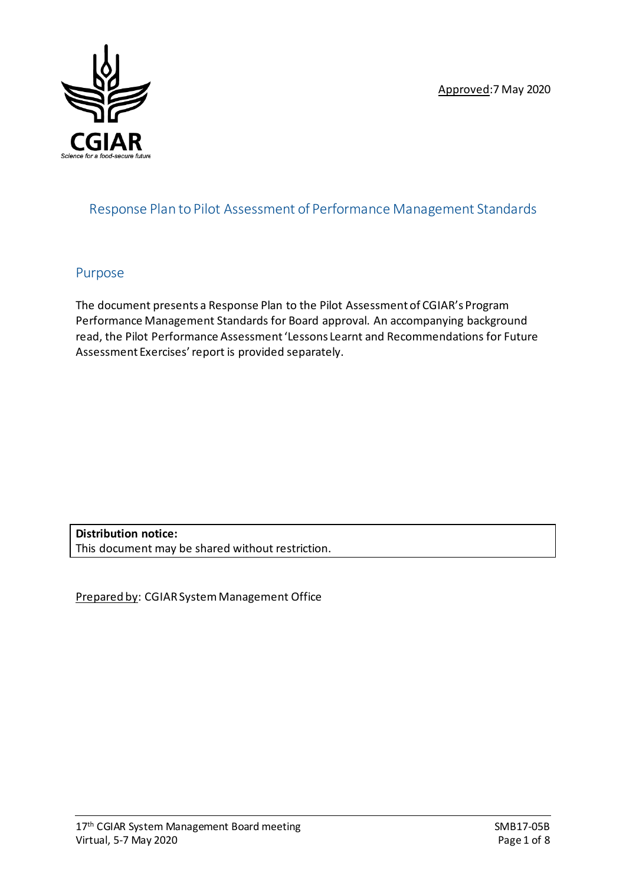Approved:7 May 2020

# Response Plan to Pilot Assessment of Performance Management Standards

## Purpose

The document presents a Response Plan to the Pilot Assessment of CGIAR's Program Performance Management Standards for Board approval. An accompanying background read, the Pilot Performance Assessment 'Lessons Learnt and Recommendations for Future Assessment Exercises' report is provided separately.

**Distribution notice:**
This document may be shared without restriction.

Prepared by: CGIAR System Management Office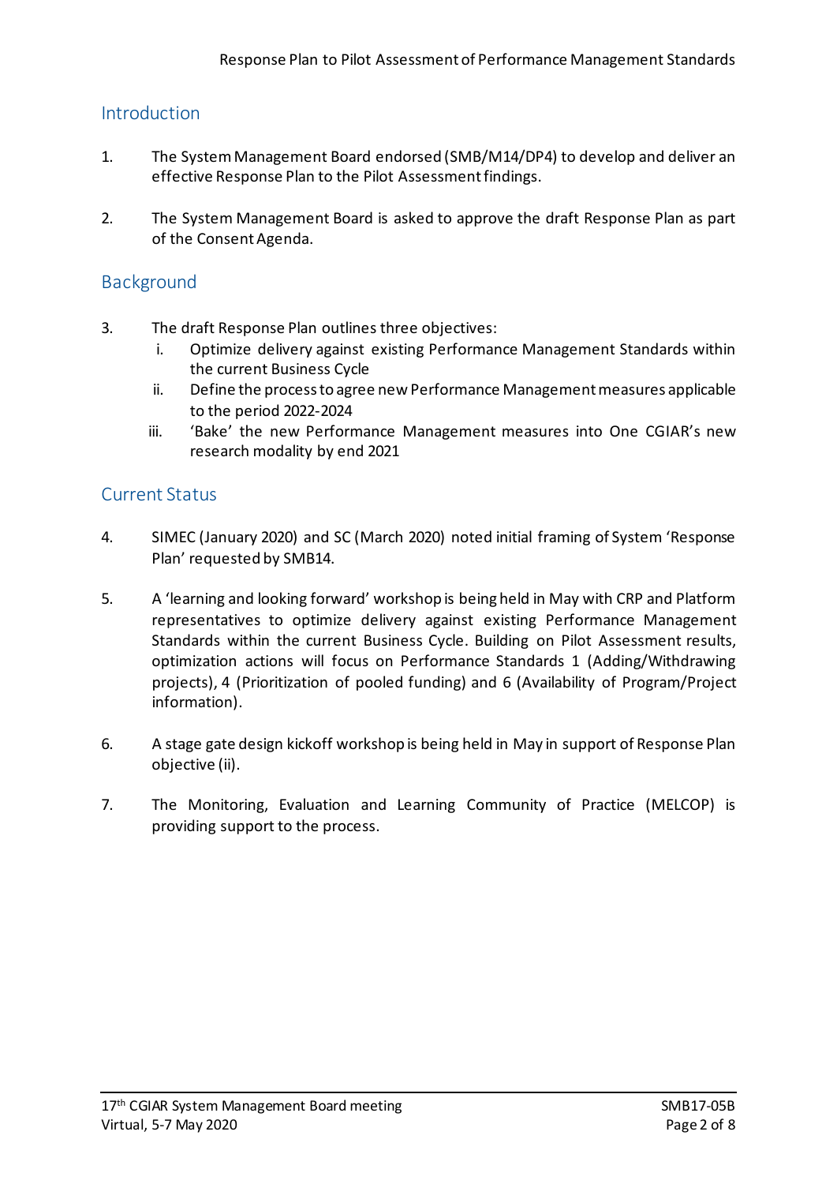## Introduction

1. The System Management Board endorsed (SMB/M14/DP4) to develop and deliver an effective Response Plan to the Pilot Assessment findings.

2. The System Management Board is asked to approve the draft Response Plan as part of the Consent Agenda.

## Background

3. The draft Response Plan outlines three objectives:
   i. Optimize delivery against existing Performance Management Standards within the current Business Cycle
   ii. Define the process to agree new Performance Management measures applicable to the period 2022-2024
   iii. 'Bake' the new Performance Management measures into One CGIAR's new research modality by end 2021

## Current Status

4. SIMEC (January 2020) and SC (March 2020) noted initial framing of System 'Response Plan' requested by SMB14.

5. A 'learning and looking forward' workshop is being held in May with CRP and Platform representatives to optimize delivery against existing Performance Management Standards within the current Business Cycle. Building on Pilot Assessment results, optimization actions will focus on Performance Standards 1 (Adding/Withdrawing projects), 4 (Prioritization of pooled funding) and 6 (Availability of Program/Project information).

6. A stage gate design kickoff workshop is being held in May in support of Response Plan objective (ii).

7. The Monitoring, Evaluation and Learning Community of Practice (MELCOP) is providing support to the process.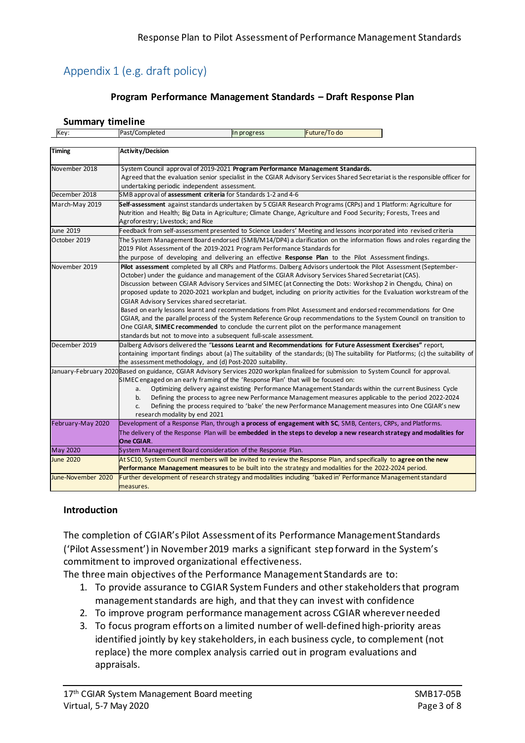# Appendix 1 (e.g. draft policy)

### Program Performance Management Standards – Draft Response Plan

**Summary timeline**

| Key: | Past/Completed | In progress | Future/To do |
|---|---|---|---|

| Timing | Activity/Decision |
|---|---|
| November 2018 | System Council approval of 2019-2021 **Program Performance Management Standards.** Agreed that the evaluation senior specialist in the CGIAR Advisory Services Shared Secretariat is the responsible officer for undertaking periodic independent assessment. |
| December 2018 | SMB approval of **assessment criteria** for Standards 1-2 and 4-6 |
| March-May 2019 | **Self-assessment** against standards undertaken by 5 CGIAR Research Programs (CRPs) and 1 Platform: Agriculture for Nutrition and Health; Big Data in Agriculture; Climate Change, Agriculture and Food Security; Forests, Trees and Agroforestry; Livestock; and Rice |
| June 2019 | Feedback from self-assessment presented to Science Leaders' Meeting and lessons incorporated into revised criteria |
| October 2019 | The System Management Board endorsed (SMB/M14/DP4) a clarification on the information flows and roles regarding the 2019 Pilot Assessment of the 2019-2021 Program Performance Standards for the purpose of developing and delivering an effective **Response Plan** to the Pilot Assessment findings. |
| November 2019 | **Pilot assessment** completed by all CRPs and Platforms. Dalberg Advisors undertook the Pilot Assessment (September-October) under the guidance and management of the CGIAR Advisory Services Shared Secretariat (CAS). Discussion between CGIAR Advisory Services and SIMEC (at Connecting the Dots: Workshop 2 in Chengdu, China) on proposed update to 2020-2021 workplan and budget, including on priority activities for the Evaluation workstream of the CGIAR Advisory Services shared secretariat. Based on early lessons learnt and recommendations from Pilot Assessment and endorsed recommendations for One CGIAR, and the parallel process of the System Reference Group recommendations to the System Council on transition to One CGIAR, **SIMEC recommended** to conclude the current pilot on the performance management standards but not to move into a subsequent full-scale assessment. |
| December 2019 | Dalberg Advisors delivered the **"Lessons Learnt and Recommendations for Future Assessment Exercises"** report, containing important findings about (a) The suitability of the standards; (b) The suitability for Platforms; (c) the suitability of the assessment methodology, and (d) Post-2020 suitability. |
| January-February 2020 | Based on guidance, CGIAR Advisory Services 2020 workplan finalized for submission to System Council for approval. SIMEC engaged on an early framing of the 'Response Plan' that will be focused on: a. Optimizing delivery against existing Performance Management Standards within the current Business Cycle b. Defining the process to agree new Performance Management measures applicable to the period 2022-2024 c. Defining the process required to 'bake' the new Performance Management measures into One CGIAR's new research modality by end 2021 |
| February-May 2020 | Development of a Response Plan, through **a process of engagement with SC**, SMB, Centers, CRPs, and Platforms. The delivery of the Response Plan will be **embedded in the steps to develop a new research strategy and modalities for One CGIAR**. |
| May 2020 | System Management Board consideration of the Response Plan. |
| June 2020 | At SC10, System Council members will be invited to review the Response Plan, and specifically to **agree on the new Performance Management measures** to be built into the strategy and modalities for the 2022-2024 period. |
| June-November 2020 | Further development of research strategy and modalities including 'baked in' Performance Management standard measures. |

**Introduction**

The completion of CGIAR's Pilot Assessment of its Performance Management Standards ('Pilot Assessment') in November 2019 marks a significant step forward in the System's commitment to improved organizational effectiveness.

The three main objectives of the Performance Management Standards are to:

1. To provide assurance to CGIAR System Funders and other stakeholders that program management standards are high, and that they can invest with confidence
2. To improve program performance management across CGIAR wherever needed
3. To focus program efforts on a limited number of well-defined high-priority areas identified jointly by key stakeholders, in each business cycle, to complement (not replace) the more complex analysis carried out in program evaluations and appraisals.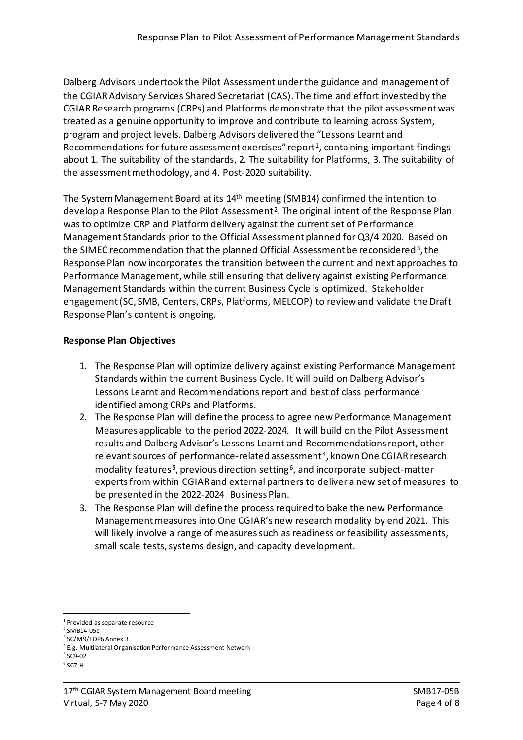Dalberg Advisors undertook the Pilot Assessment under the guidance and management of the CGIAR Advisory Services Shared Secretariat (CAS). The time and effort invested by the CGIAR Research programs (CRPs) and Platforms demonstrate that the pilot assessment was treated as a genuine opportunity to improve and contribute to learning across System, program and project levels. Dalberg Advisors delivered the "Lessons Learnt and Recommendations for future assessment exercises" report[1], containing important findings about 1. The suitability of the standards, 2. The suitability for Platforms, 3. The suitability of the assessment methodology, and 4. Post-2020 suitability.

The System Management Board at its 14th meeting (SMB14) confirmed the intention to develop a Response Plan to the Pilot Assessment[2]. The original intent of the Response Plan was to optimize CRP and Platform delivery against the current set of Performance Management Standards prior to the Official Assessment planned for Q3/4 2020. Based on the SIMEC recommendation that the planned Official Assessment be reconsidered[3], the Response Plan now incorporates the transition between the current and next approaches to Performance Management, while still ensuring that delivery against existing Performance Management Standards within the current Business Cycle is optimized. Stakeholder engagement (SC, SMB, Centers, CRPs, Platforms, MELCOP) to review and validate the Draft Response Plan's content is ongoing.

**Response Plan Objectives**

1. The Response Plan will optimize delivery against existing Performance Management Standards within the current Business Cycle. It will build on Dalberg Advisor's Lessons Learnt and Recommendations report and best of class performance identified among CRPs and Platforms.
2. The Response Plan will define the process to agree new Performance Management Measures applicable to the period 2022-2024. It will build on the Pilot Assessment results and Dalberg Advisor's Lessons Learnt and Recommendations report, other relevant sources of performance-related assessment[4], known One CGIAR research modality features[5], previous direction setting[6], and incorporate subject-matter experts from within CGIAR and external partners to deliver a new set of measures to be presented in the 2022-2024 Business Plan.
3. The Response Plan will define the process required to bake the new Performance Management measures into One CGIAR's new research modality by end 2021. This will likely involve a range of measures such as readiness or feasibility assessments, small scale tests, systems design, and capacity development.

---

[1] Provided as separate resource
[2] SMB14-05c
[3] SC/M9/EDP6 Annex 3
[4] E.g. Multilateral Organisation Performance Assessment Network
[5] SC9-02
[6] SC7-H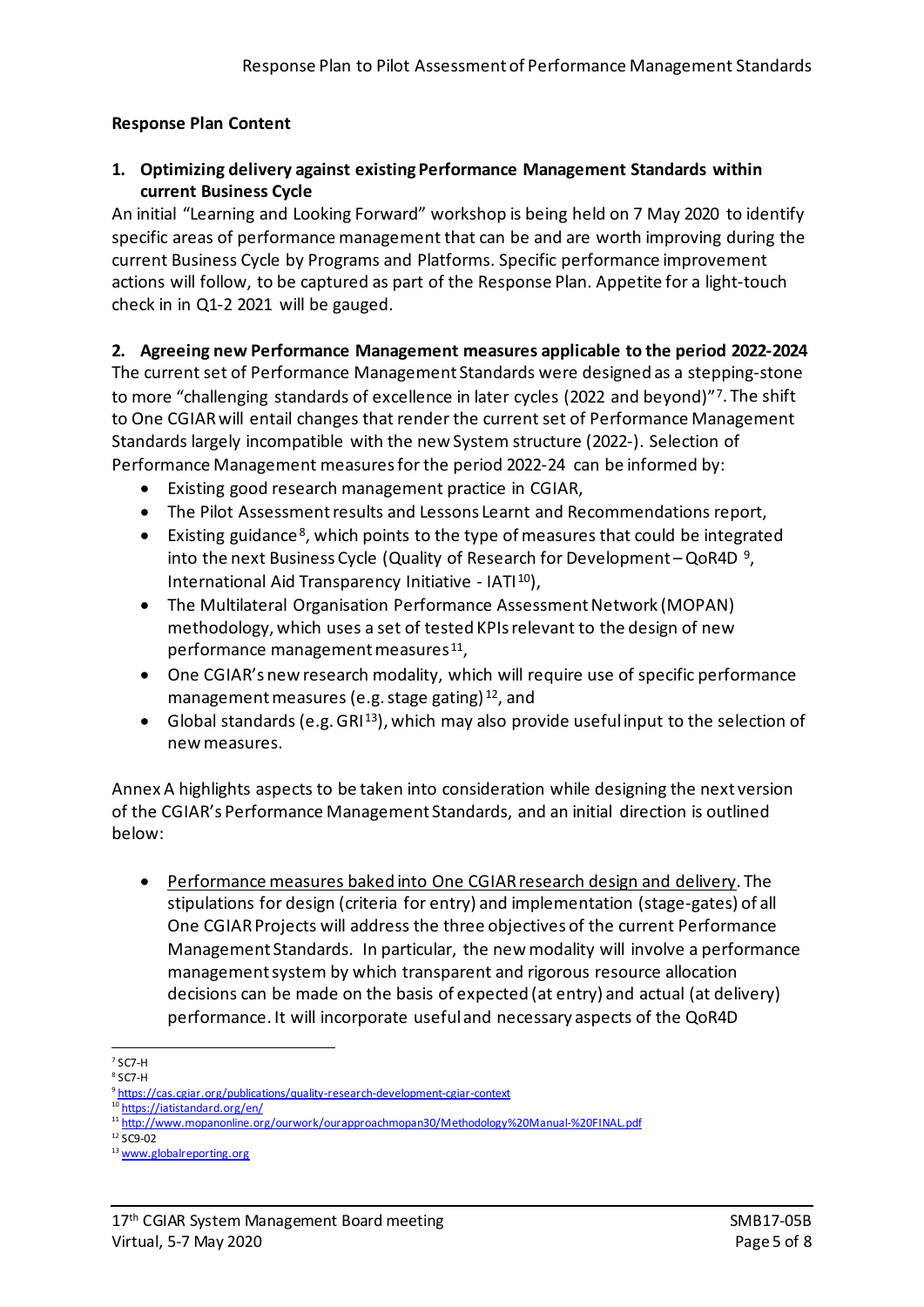**Response Plan Content**

**1. Optimizing delivery against existing Performance Management Standards within current Business Cycle**

An initial "Learning and Looking Forward" workshop is being held on 7 May 2020 to identify specific areas of performance management that can be and are worth improving during the current Business Cycle by Programs and Platforms. Specific performance improvement actions will follow, to be captured as part of the Response Plan. Appetite for a light-touch check in in Q1-2 2021 will be gauged.

**2. Agreeing new Performance Management measures applicable to the period 2022-2024**

The current set of Performance Management Standards were designed as a stepping-stone to more "challenging standards of excellence in later cycles (2022 and beyond)"[7]. The shift to One CGIAR will entail changes that render the current set of Performance Management Standards largely incompatible with the new System structure (2022-). Selection of Performance Management measures for the period 2022-24 can be informed by:

- Existing good research management practice in CGIAR,
- The Pilot Assessment results and Lessons Learnt and Recommendations report,
- Existing guidance[8], which points to the type of measures that could be integrated into the next Business Cycle (Quality of Research for Development – QoR4D [9], International Aid Transparency Initiative - IATI[10]),
- The Multilateral Organisation Performance Assessment Network (MOPAN) methodology, which uses a set of tested KPIs relevant to the design of new performance management measures[11],
- One CGIAR's new research modality, which will require use of specific performance management measures (e.g. stage gating)[12], and
- Global standards (e.g. GRI[13]), which may also provide useful input to the selection of new measures.

Annex A highlights aspects to be taken into consideration while designing the next version of the CGIAR's Performance Management Standards, and an initial direction is outlined below:

- Performance measures baked into One CGIAR research design and delivery. The stipulations for design (criteria for entry) and implementation (stage-gates) of all One CGIAR Projects will address the three objectives of the current Performance Management Standards. In particular, the new modality will involve a performance management system by which transparent and rigorous resource allocation decisions can be made on the basis of expected (at entry) and actual (at delivery) performance. It will incorporate useful and necessary aspects of the QoR4D

[7] SC7-H
[8] SC7-H
[9] https://cas.cgiar.org/publications/quality-research-development-cgiar-context
[10] https://iatistandard.org/en/
[11] http://www.mopanonline.org/ourwork/ourapproachmopan30/Methodology%20Manual-%20FINAL.pdf
[12] SC9-02
[13] www.globalreporting.org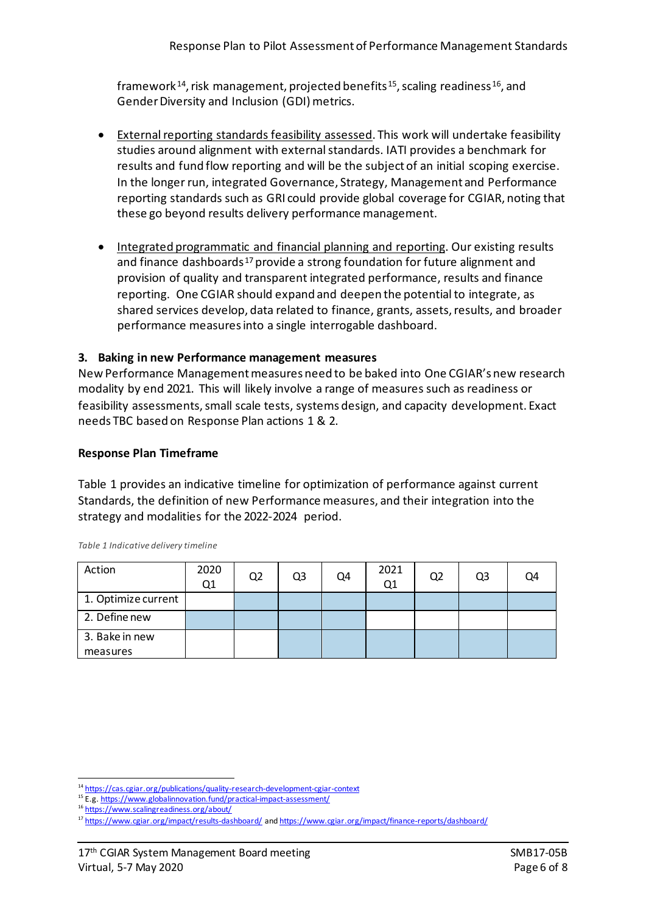framework[14], risk management, projected benefits[15], scaling readiness[16], and Gender Diversity and Inclusion (GDI) metrics.

- External reporting standards feasibility assessed. This work will undertake feasibility studies around alignment with external standards. IATI provides a benchmark for results and fund flow reporting and will be the subject of an initial scoping exercise. In the longer run, integrated Governance, Strategy, Management and Performance reporting standards such as GRI could provide global coverage for CGIAR, noting that these go beyond results delivery performance management.

- Integrated programmatic and financial planning and reporting. Our existing results and finance dashboards[17] provide a strong foundation for future alignment and provision of quality and transparent integrated performance, results and finance reporting. One CGIAR should expand and deepen the potential to integrate, as shared services develop, data related to finance, grants, assets, results, and broader performance measures into a single interrogable dashboard.

### 3. Baking in new Performance management measures

New Performance Management measures need to be baked into One CGIAR's new research modality by end 2021. This will likely involve a range of measures such as readiness or feasibility assessments, small scale tests, systems design, and capacity development. Exact needs TBC based on Response Plan actions 1 & 2.

### Response Plan Timeframe

Table 1 provides an indicative timeline for optimization of performance against current Standards, the definition of new Performance measures, and their integration into the strategy and modalities for the 2022-2024 period.

*Table 1 Indicative delivery timeline*

| Action | 2020 Q1 | Q2 | Q3 | Q4 | 2021 Q1 | Q2 | Q3 | Q4 |
|---|---|---|---|---|---|---|---|---|
| 1. Optimize current | | ■ | ■ | ■ | ■ | ■ | ■ | ■ |
| 2. Define new | ■ | ■ | ■ | ■ | | | | |
| 3. Bake in new measures | | | ■ | ■ | ■ | ■ | ■ | ■ |

[14] https://cas.cgiar.org/publications/quality-research-development-cgiar-context
[15] E.g. https://www.globalinnovation.fund/practical-impact-assessment/
[16] https://www.scalingreadiness.org/about/
[17] https://www.cgiar.org/impact/results-dashboard/ and https://www.cgiar.org/impact/finance-reports/dashboard/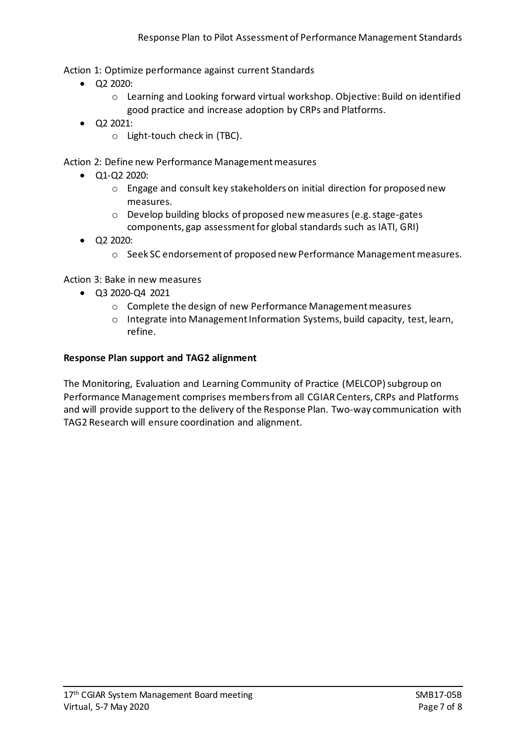Action 1: Optimize performance against current Standards

- Q2 2020:
  - Learning and Looking forward virtual workshop. Objective: Build on identified good practice and increase adoption by CRPs and Platforms.
- Q2 2021:
  - Light-touch check in (TBC).

Action 2: Define new Performance Management measures

- Q1-Q2 2020:
  - Engage and consult key stakeholders on initial direction for proposed new measures.
  - Develop building blocks of proposed new measures (e.g. stage-gates components, gap assessment for global standards such as IATI, GRI)
- Q2 2020:
  - Seek SC endorsement of proposed new Performance Management measures.

Action 3: Bake in new measures

- Q3 2020-Q4 2021
  - Complete the design of new Performance Management measures
  - Integrate into Management Information Systems, build capacity, test, learn, refine.

**Response Plan support and TAG2 alignment**

The Monitoring, Evaluation and Learning Community of Practice (MELCOP) subgroup on Performance Management comprises members from all CGIAR Centers, CRPs and Platforms and will provide support to the delivery of the Response Plan. Two-way communication with TAG2 Research will ensure coordination and alignment.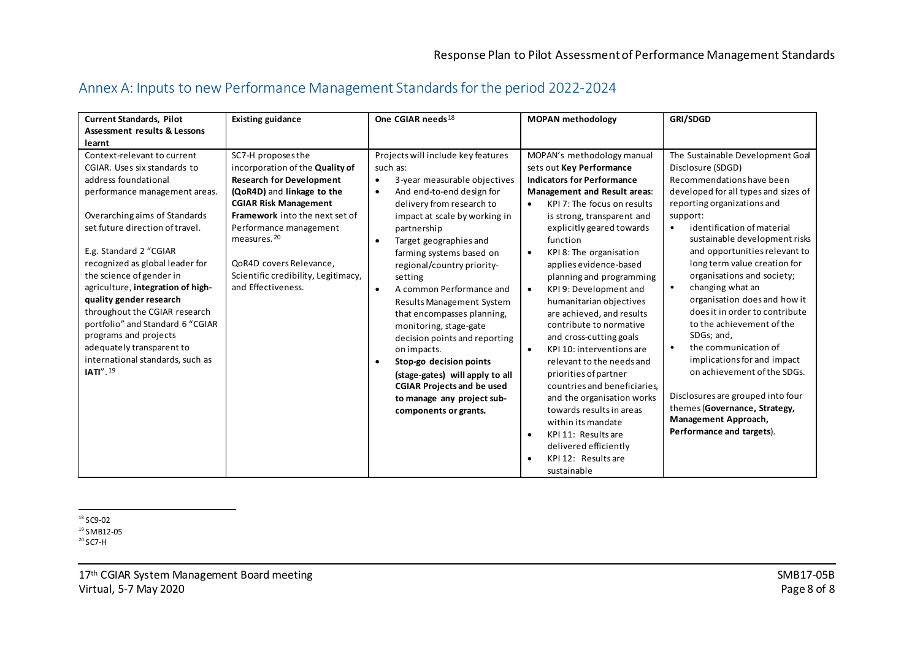## Annex A: Inputs to new Performance Management Standards for the period 2022-2024

| Current Standards, Pilot Assessment results & Lessons learnt | Existing guidance | One CGIAR needs[18] | MOPAN methodology | GRI/SDGD |
|---|---|---|---|---|
| Context-relevant to current CGIAR. Uses six standards to address foundational performance management areas.<br><br>Overarching aims of Standards set future direction of travel.<br><br>E.g. Standard 2 "CGIAR recognized as global leader for the science of gender in agriculture, **integration of high-quality gender research** throughout the CGIAR research portfolio" and Standard 6 "CGIAR programs and projects adequately transparent to international standards, such as **IATI**".[19] | SC7-H proposes the incorporation of the **Quality of Research for Development (QoR4D)** and **linkage to the CGIAR Risk Management Framework** into the next set of Performance management measures.[20]<br><br>QoR4D covers Relevance, Scientific credibility, Legitimacy, and Effectiveness. | Projects will include key features such as:<br>• 3-year measurable objectives<br>• And end-to-end design for delivery from research to impact at scale by working in partnership<br>• Target geographies and farming systems based on regional/country priority-setting<br>• A common Performance and Results Management System that encompasses planning, monitoring, stage-gate decision points and reporting on impacts.<br>• **Stop-go decision points (stage-gates) will apply to all CGIAR Projects and be used to manage any project sub-components or grants.** | MOPAN's methodology manual sets out **Key Performance Indicators for Performance Management and Result areas**:<br>• KPI 7: The focus on results is strong, transparent and explicitly geared towards function<br>• KPI 8: The organisation applies evidence-based planning and programming<br>• KPI 9: Development and humanitarian objectives are achieved, and results contribute to normative and cross-cutting goals<br>• KPI 10: interventions are relevant to the needs and priorities of partner countries and beneficiaries, and the organisation works towards results in areas within its mandate<br>• KPI 11: Results are delivered efficiently<br>• KPI 12: Results are sustainable | The Sustainable Development Goal Disclosure (SDGD) Recommendations have been developed for all types and sizes of reporting organizations and support:<br>• identification of material sustainable development risks and opportunities relevant to long term value creation for organisations and society;<br>• changing what an organisation does and how it does it in order to contribute to the achievement of the SDGs; and,<br>• the communication of implications for and impact on achievement of the SDGs.<br><br>Disclosures are grouped into four themes (**Governance, Strategy, Management Approach, Performance and targets**). |

[18] SC9-02
[19] SMB12-05
[20] SC7-H